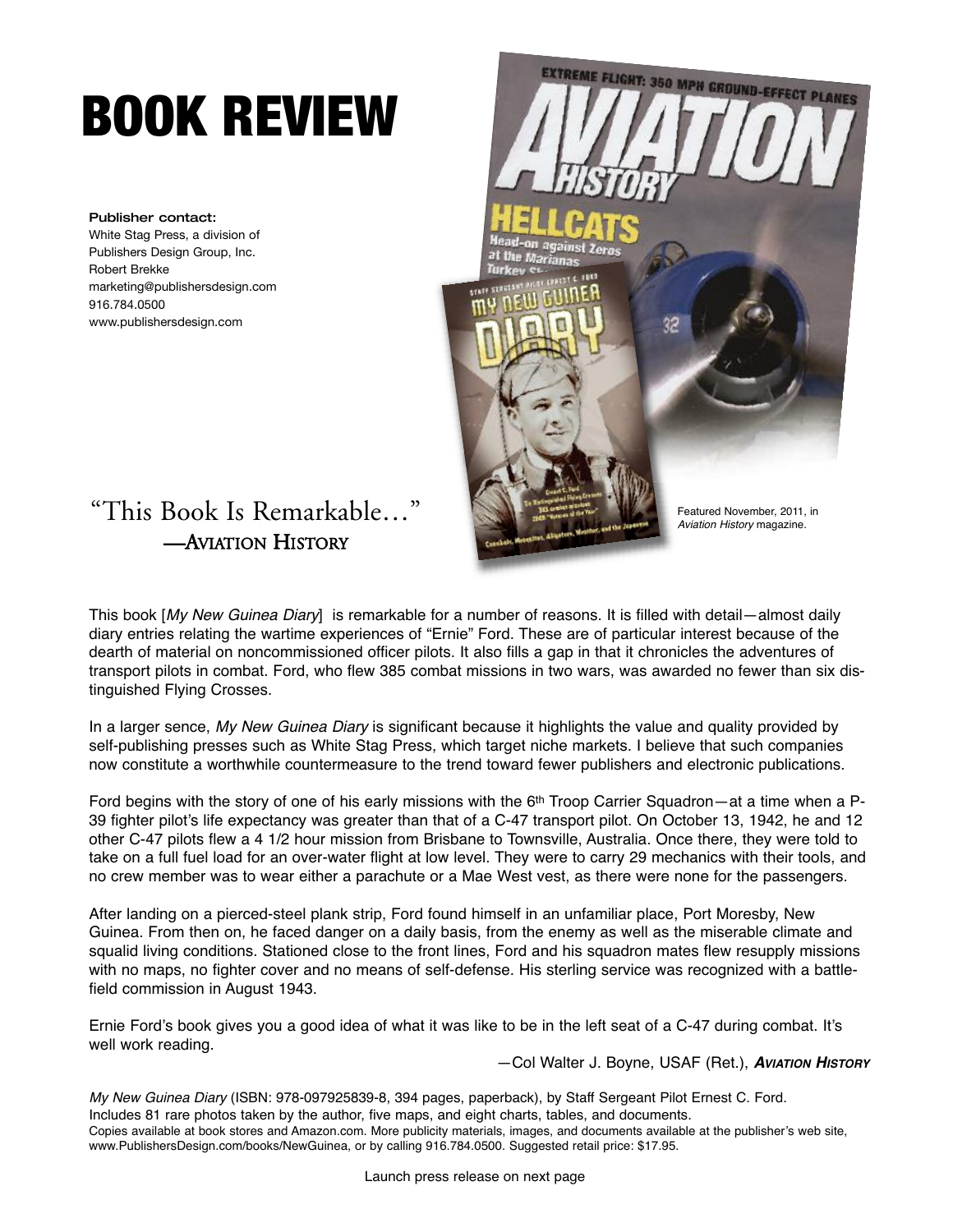# BOOK REVIEW

**Publisher contact:**
White Stag Press, a division of
Publishers Design Group, Inc.
Robert Brekke
marketing@publishersdesign.com
916.784.0500
www.publishersdesign.com

Featured November, 2011, in *Aviation History* magazine.

## "This Book Is Remarkable…"
### —Aviation History

This book [*My New Guinea Diary*] is remarkable for a number of reasons. It is filled with detail—almost daily diary entries relating the wartime experiences of "Ernie" Ford. These are of particular interest because of the dearth of material on noncommissioned officer pilots. It also fills a gap in that it chronicles the adventures of transport pilots in combat. Ford, who flew 385 combat missions in two wars, was awarded no fewer than six distinguished Flying Crosses.

In a larger sence, *My New Guinea Diary* is significant because it highlights the value and quality provided by self-publishing presses such as White Stag Press, which target niche markets. I believe that such companies now constitute a worthwhile countermeasure to the trend toward fewer publishers and electronic publications.

Ford begins with the story of one of his early missions with the 6th Troop Carrier Squadron—at a time when a P-39 fighter pilot's life expectancy was greater than that of a C-47 transport pilot. On October 13, 1942, he and 12 other C-47 pilots flew a 4 1/2 hour mission from Brisbane to Townsville, Australia. Once there, they were told to take on a full fuel load for an over-water flight at low level. They were to carry 29 mechanics with their tools, and no crew member was to wear either a parachute or a Mae West vest, as there were none for the passengers.

After landing on a pierced-steel plank strip, Ford found himself in an unfamiliar place, Port Moresby, New Guinea. From then on, he faced danger on a daily basis, from the enemy as well as the miserable climate and squalid living conditions. Stationed close to the front lines, Ford and his squadron mates flew resupply missions with no maps, no fighter cover and no means of self-defense. His sterling service was recognized with a battlefield commission in August 1943.

Ernie Ford's book gives you a good idea of what it was like to be in the left seat of a C-47 during combat. It's well work reading.

—Col Walter J. Boyne, USAF (Ret.), ***Aviation History***

*My New Guinea Diary* (ISBN: 978-097925839-8, 394 pages, paperback), by Staff Sergeant Pilot Ernest C. Ford. Includes 81 rare photos taken by the author, five maps, and eight charts, tables, and documents.
Copies available at book stores and Amazon.com. More publicity materials, images, and documents available at the publisher's web site, www.PublishersDesign.com/books/NewGuinea, or by calling 916.784.0500. Suggested retail price: $17.95.

Launch press release on next page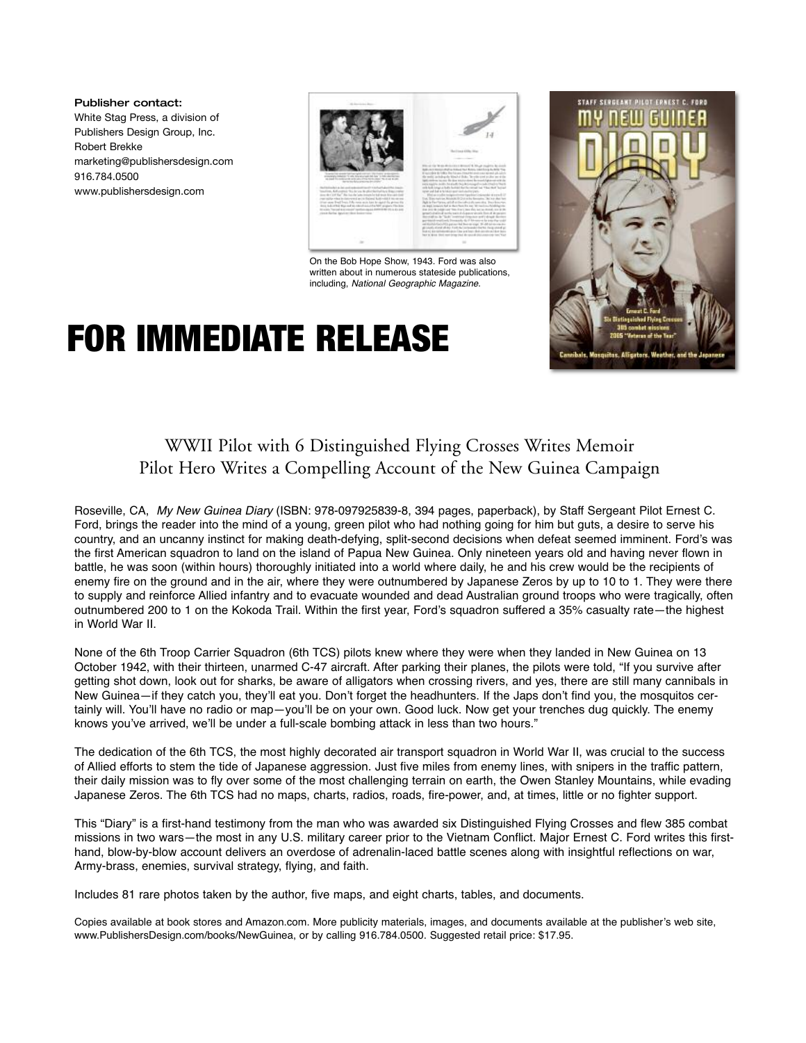**Publisher contact:**
White Stag Press, a division of
Publishers Design Group, Inc.
Robert Brekke
marketing@publishersdesign.com
916.784.0500
www.publishersdesign.com

On the Bob Hope Show, 1943. Ford was also written about in numerous stateside publications, including, *National Geographic Magazine*.

# FOR IMMEDIATE RELEASE

## WWII Pilot with 6 Distinguished Flying Crosses Writes Memoir
## Pilot Hero Writes a Compelling Account of the New Guinea Campaign

Roseville, CA, *My New Guinea Diary* (ISBN: 978-097925839-8, 394 pages, paperback), by Staff Sergeant Pilot Ernest C. Ford, brings the reader into the mind of a young, green pilot who had nothing going for him but guts, a desire to serve his country, and an uncanny instinct for making death-defying, split-second decisions when defeat seemed imminent. Ford's was the first American squadron to land on the island of Papua New Guinea. Only nineteen years old and having never flown in battle, he was soon (within hours) thoroughly initiated into a world where daily, he and his crew would be the recipients of enemy fire on the ground and in the air, where they were outnumbered by Japanese Zeros by up to 10 to 1. They were there to supply and reinforce Allied infantry and to evacuate wounded and dead Australian ground troops who were tragically, often outnumbered 200 to 1 on the Kokoda Trail. Within the first year, Ford's squadron suffered a 35% casualty rate—the highest in World War II.

None of the 6th Troop Carrier Squadron (6th TCS) pilots knew where they were when they landed in New Guinea on 13 October 1942, with their thirteen, unarmed C-47 aircraft. After parking their planes, the pilots were told, "If you survive after getting shot down, look out for sharks, be aware of alligators when crossing rivers, and yes, there are still many cannibals in New Guinea—if they catch you, they'll eat you. Don't forget the headhunters. If the Japs don't find you, the mosquitos certainly will. You'll have no radio or map—you'll be on your own. Good luck. Now get your trenches dug quickly. The enemy knows you've arrived, we'll be under a full-scale bombing attack in less than two hours."

The dedication of the 6th TCS, the most highly decorated air transport squadron in World War II, was crucial to the success of Allied efforts to stem the tide of Japanese aggression. Just five miles from enemy lines, with snipers in the traffic pattern, their daily mission was to fly over some of the most challenging terrain on earth, the Owen Stanley Mountains, while evading Japanese Zeros. The 6th TCS had no maps, charts, radios, roads, fire-power, and, at times, little or no fighter support.

This "Diary" is a first-hand testimony from the man who was awarded six Distinguished Flying Crosses and flew 385 combat missions in two wars—the most in any U.S. military career prior to the Vietnam Conflict. Major Ernest C. Ford writes this first-hand, blow-by-blow account delivers an overdose of adrenalin-laced battle scenes along with insightful reflections on war, Army-brass, enemies, survival strategy, flying, and faith.

Includes 81 rare photos taken by the author, five maps, and eight charts, tables, and documents.

Copies available at book stores and Amazon.com. More publicity materials, images, and documents available at the publisher's web site, www.PublishersDesign.com/books/NewGuinea, or by calling 916.784.0500. Suggested retail price: $17.95.